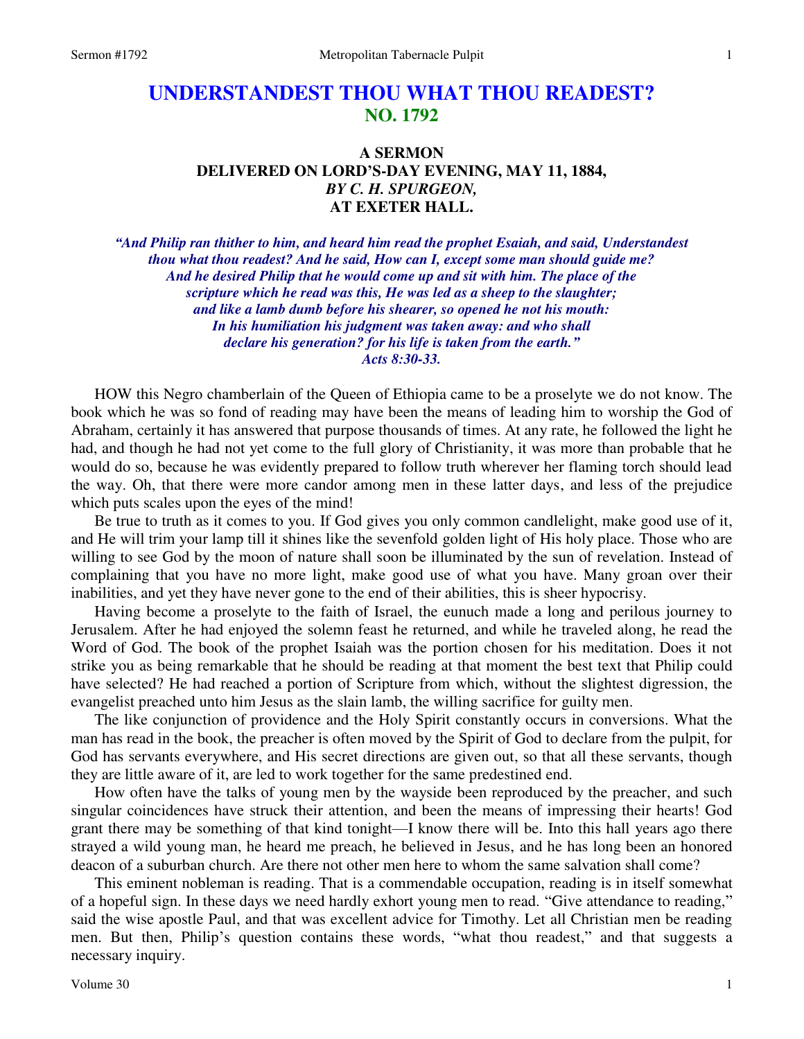# UNDERSTANDEST THOU WHAT THOU READEST?
## NO. 1792

### A SERMON
### DELIVERED ON LORD'S-DAY EVENING, MAY 11, 1884,
### *BY C. H. SPURGEON,*
### AT EXETER HALL.

***"And Philip ran thither to him, and heard him read the prophet Esaiah, and said, Understandest thou what thou readest? And he said, How can I, except some man should guide me? And he desired Philip that he would come up and sit with him. The place of the scripture which he read was this, He was led as a sheep to the slaughter; and like a lamb dumb before his shearer, so opened he not his mouth: In his humiliation his judgment was taken away: and who shall declare his generation? for his life is taken from the earth." Acts 8:30-33.***

HOW this Negro chamberlain of the Queen of Ethiopia came to be a proselyte we do not know. The book which he was so fond of reading may have been the means of leading him to worship the God of Abraham, certainly it has answered that purpose thousands of times. At any rate, he followed the light he had, and though he had not yet come to the full glory of Christianity, it was more than probable that he would do so, because he was evidently prepared to follow truth wherever her flaming torch should lead the way. Oh, that there were more candor among men in these latter days, and less of the prejudice which puts scales upon the eyes of the mind!

Be true to truth as it comes to you. If God gives you only common candlelight, make good use of it, and He will trim your lamp till it shines like the sevenfold golden light of His holy place. Those who are willing to see God by the moon of nature shall soon be illuminated by the sun of revelation. Instead of complaining that you have no more light, make good use of what you have. Many groan over their inabilities, and yet they have never gone to the end of their abilities, this is sheer hypocrisy.

Having become a proselyte to the faith of Israel, the eunuch made a long and perilous journey to Jerusalem. After he had enjoyed the solemn feast he returned, and while he traveled along, he read the Word of God. The book of the prophet Isaiah was the portion chosen for his meditation. Does it not strike you as being remarkable that he should be reading at that moment the best text that Philip could have selected? He had reached a portion of Scripture from which, without the slightest digression, the evangelist preached unto him Jesus as the slain lamb, the willing sacrifice for guilty men.

The like conjunction of providence and the Holy Spirit constantly occurs in conversions. What the man has read in the book, the preacher is often moved by the Spirit of God to declare from the pulpit, for God has servants everywhere, and His secret directions are given out, so that all these servants, though they are little aware of it, are led to work together for the same predestined end.

How often have the talks of young men by the wayside been reproduced by the preacher, and such singular coincidences have struck their attention, and been the means of impressing their hearts! God grant there may be something of that kind tonight—I know there will be. Into this hall years ago there strayed a wild young man, he heard me preach, he believed in Jesus, and he has long been an honored deacon of a suburban church. Are there not other men here to whom the same salvation shall come?

This eminent nobleman is reading. That is a commendable occupation, reading is in itself somewhat of a hopeful sign. In these days we need hardly exhort young men to read. "Give attendance to reading," said the wise apostle Paul, and that was excellent advice for Timothy. Let all Christian men be reading men. But then, Philip's question contains these words, "what thou readest," and that suggests a necessary inquiry.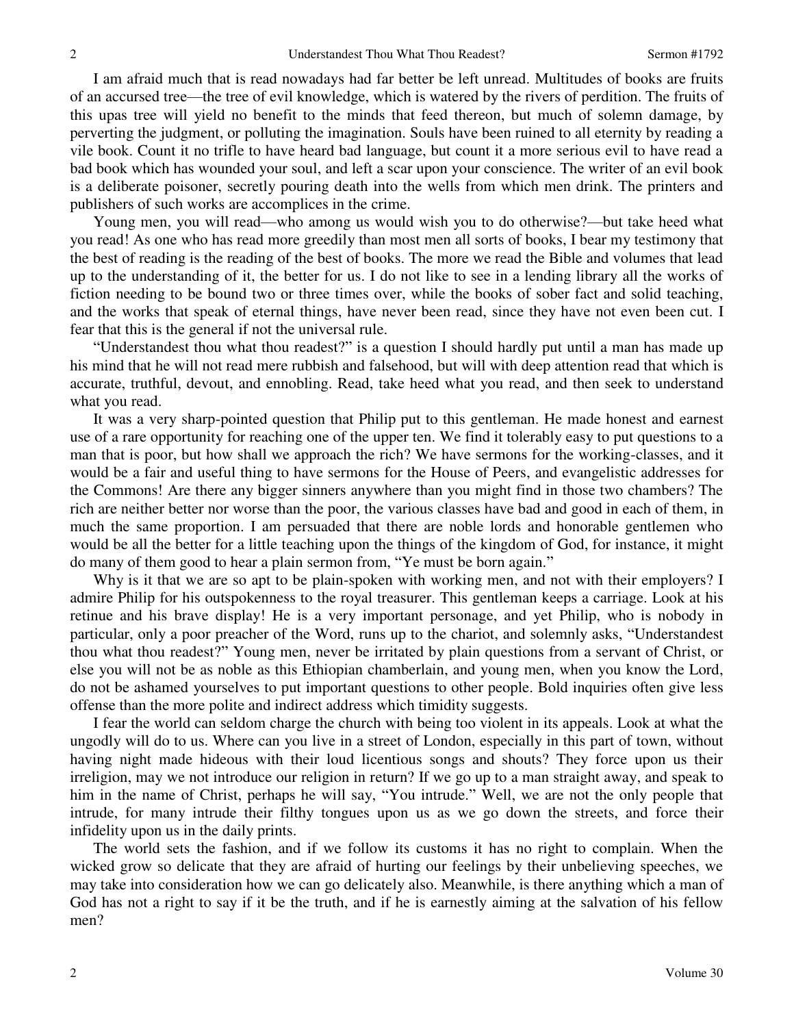I am afraid much that is read nowadays had far better be left unread. Multitudes of books are fruits of an accursed tree—the tree of evil knowledge, which is watered by the rivers of perdition. The fruits of this upas tree will yield no benefit to the minds that feed thereon, but much of solemn damage, by perverting the judgment, or polluting the imagination. Souls have been ruined to all eternity by reading a vile book. Count it no trifle to have heard bad language, but count it a more serious evil to have read a bad book which has wounded your soul, and left a scar upon your conscience. The writer of an evil book is a deliberate poisoner, secretly pouring death into the wells from which men drink. The printers and publishers of such works are accomplices in the crime.

Young men, you will read—who among us would wish you to do otherwise?—but take heed what you read! As one who has read more greedily than most men all sorts of books, I bear my testimony that the best of reading is the reading of the best of books. The more we read the Bible and volumes that lead up to the understanding of it, the better for us. I do not like to see in a lending library all the works of fiction needing to be bound two or three times over, while the books of sober fact and solid teaching, and the works that speak of eternal things, have never been read, since they have not even been cut. I fear that this is the general if not the universal rule.

"Understandest thou what thou readest?" is a question I should hardly put until a man has made up his mind that he will not read mere rubbish and falsehood, but will with deep attention read that which is accurate, truthful, devout, and ennobling. Read, take heed what you read, and then seek to understand what you read.

It was a very sharp-pointed question that Philip put to this gentleman. He made honest and earnest use of a rare opportunity for reaching one of the upper ten. We find it tolerably easy to put questions to a man that is poor, but how shall we approach the rich? We have sermons for the working-classes, and it would be a fair and useful thing to have sermons for the House of Peers, and evangelistic addresses for the Commons! Are there any bigger sinners anywhere than you might find in those two chambers? The rich are neither better nor worse than the poor, the various classes have bad and good in each of them, in much the same proportion. I am persuaded that there are noble lords and honorable gentlemen who would be all the better for a little teaching upon the things of the kingdom of God, for instance, it might do many of them good to hear a plain sermon from, "Ye must be born again."

Why is it that we are so apt to be plain-spoken with working men, and not with their employers? I admire Philip for his outspokenness to the royal treasurer. This gentleman keeps a carriage. Look at his retinue and his brave display! He is a very important personage, and yet Philip, who is nobody in particular, only a poor preacher of the Word, runs up to the chariot, and solemnly asks, "Understandest thou what thou readest?" Young men, never be irritated by plain questions from a servant of Christ, or else you will not be as noble as this Ethiopian chamberlain, and young men, when you know the Lord, do not be ashamed yourselves to put important questions to other people. Bold inquiries often give less offense than the more polite and indirect address which timidity suggests.

I fear the world can seldom charge the church with being too violent in its appeals. Look at what the ungodly will do to us. Where can you live in a street of London, especially in this part of town, without having night made hideous with their loud licentious songs and shouts? They force upon us their irreligion, may we not introduce our religion in return? If we go up to a man straight away, and speak to him in the name of Christ, perhaps he will say, "You intrude." Well, we are not the only people that intrude, for many intrude their filthy tongues upon us as we go down the streets, and force their infidelity upon us in the daily prints.

The world sets the fashion, and if we follow its customs it has no right to complain. When the wicked grow so delicate that they are afraid of hurting our feelings by their unbelieving speeches, we may take into consideration how we can go delicately also. Meanwhile, is there anything which a man of God has not a right to say if it be the truth, and if he is earnestly aiming at the salvation of his fellow men?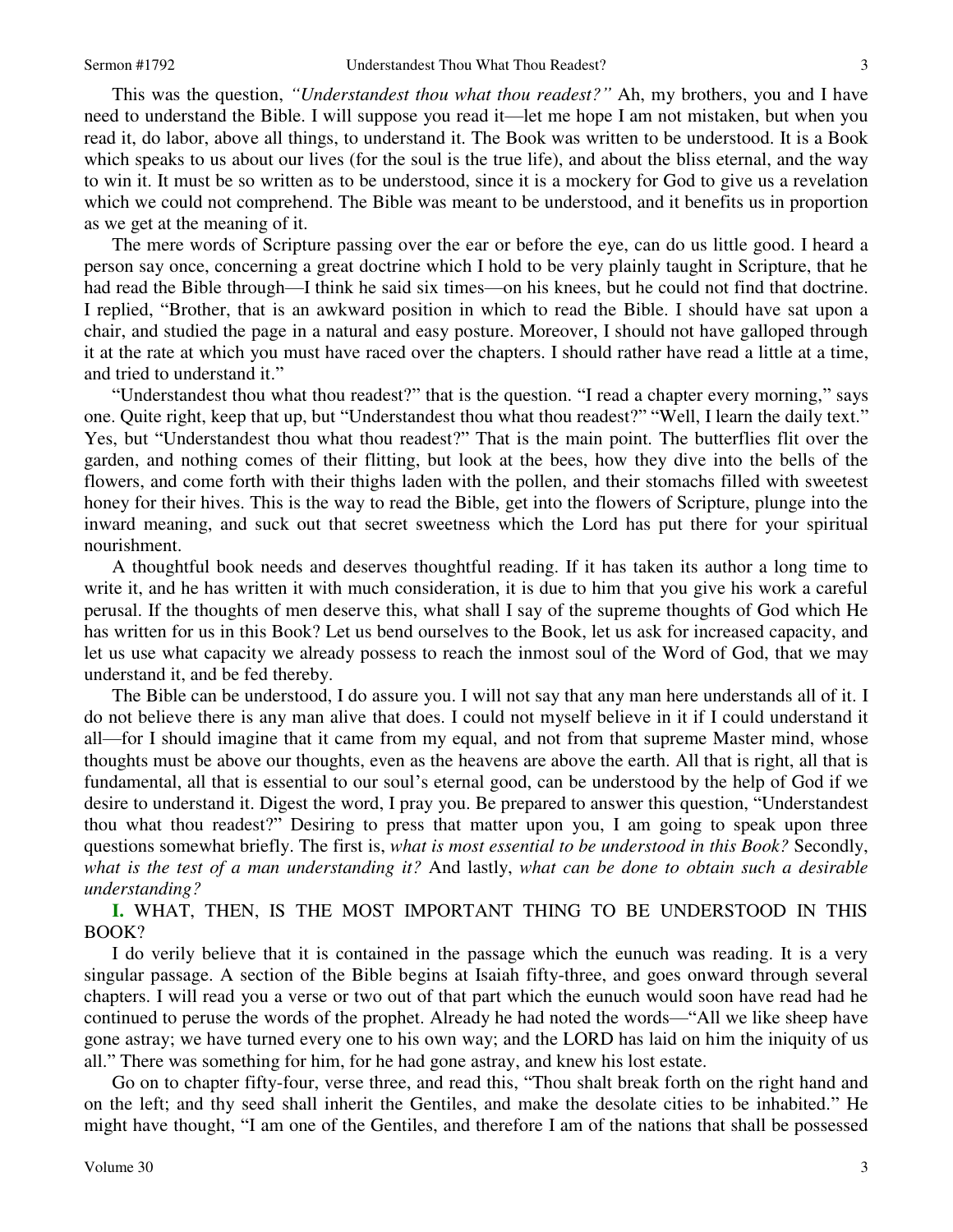This was the question, *"Understandest thou what thou readest?"* Ah, my brothers, you and I have need to understand the Bible. I will suppose you read it—let me hope I am not mistaken, but when you read it, do labor, above all things, to understand it. The Book was written to be understood. It is a Book which speaks to us about our lives (for the soul is the true life), and about the bliss eternal, and the way to win it. It must be so written as to be understood, since it is a mockery for God to give us a revelation which we could not comprehend. The Bible was meant to be understood, and it benefits us in proportion as we get at the meaning of it.

The mere words of Scripture passing over the ear or before the eye, can do us little good. I heard a person say once, concerning a great doctrine which I hold to be very plainly taught in Scripture, that he had read the Bible through—I think he said six times—on his knees, but he could not find that doctrine. I replied, "Brother, that is an awkward position in which to read the Bible. I should have sat upon a chair, and studied the page in a natural and easy posture. Moreover, I should not have galloped through it at the rate at which you must have raced over the chapters. I should rather have read a little at a time, and tried to understand it."

"Understandest thou what thou readest?" that is the question. "I read a chapter every morning," says one. Quite right, keep that up, but "Understandest thou what thou readest?" "Well, I learn the daily text." Yes, but "Understandest thou what thou readest?" That is the main point. The butterflies flit over the garden, and nothing comes of their flitting, but look at the bees, how they dive into the bells of the flowers, and come forth with their thighs laden with the pollen, and their stomachs filled with sweetest honey for their hives. This is the way to read the Bible, get into the flowers of Scripture, plunge into the inward meaning, and suck out that secret sweetness which the Lord has put there for your spiritual nourishment.

A thoughtful book needs and deserves thoughtful reading. If it has taken its author a long time to write it, and he has written it with much consideration, it is due to him that you give his work a careful perusal. If the thoughts of men deserve this, what shall I say of the supreme thoughts of God which He has written for us in this Book? Let us bend ourselves to the Book, let us ask for increased capacity, and let us use what capacity we already possess to reach the inmost soul of the Word of God, that we may understand it, and be fed thereby.

The Bible can be understood, I do assure you. I will not say that any man here understands all of it. I do not believe there is any man alive that does. I could not myself believe in it if I could understand it all—for I should imagine that it came from my equal, and not from that supreme Master mind, whose thoughts must be above our thoughts, even as the heavens are above the earth. All that is right, all that is fundamental, all that is essential to our soul's eternal good, can be understood by the help of God if we desire to understand it. Digest the word, I pray you. Be prepared to answer this question, "Understandest thou what thou readest?" Desiring to press that matter upon you, I am going to speak upon three questions somewhat briefly. The first is, *what is most essential to be understood in this Book?* Secondly, *what is the test of a man understanding it?* And lastly, *what can be done to obtain such a desirable understanding?*

**I.** WHAT, THEN, IS THE MOST IMPORTANT THING TO BE UNDERSTOOD IN THIS BOOK?

I do verily believe that it is contained in the passage which the eunuch was reading. It is a very singular passage. A section of the Bible begins at Isaiah fifty-three, and goes onward through several chapters. I will read you a verse or two out of that part which the eunuch would soon have read had he continued to peruse the words of the prophet. Already he had noted the words—"All we like sheep have gone astray; we have turned every one to his own way; and the LORD has laid on him the iniquity of us all." There was something for him, for he had gone astray, and knew his lost estate.

Go on to chapter fifty-four, verse three, and read this, "Thou shalt break forth on the right hand and on the left; and thy seed shall inherit the Gentiles, and make the desolate cities to be inhabited." He might have thought, "I am one of the Gentiles, and therefore I am of the nations that shall be possessed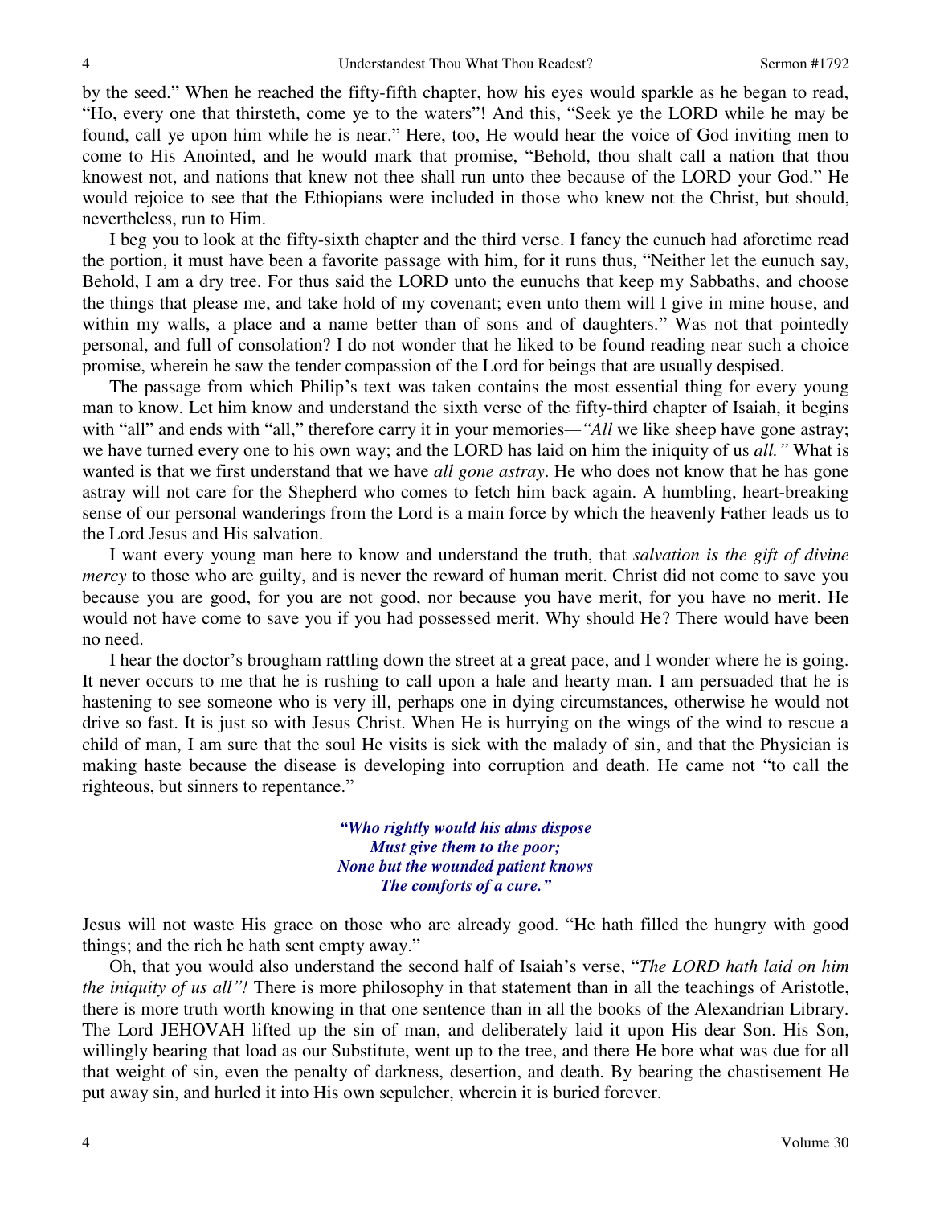by the seed." When he reached the fifty-fifth chapter, how his eyes would sparkle as he began to read, "Ho, every one that thirsteth, come ye to the waters"! And this, "Seek ye the LORD while he may be found, call ye upon him while he is near." Here, too, He would hear the voice of God inviting men to come to His Anointed, and he would mark that promise, "Behold, thou shalt call a nation that thou knowest not, and nations that knew not thee shall run unto thee because of the LORD your God." He would rejoice to see that the Ethiopians were included in those who knew not the Christ, but should, nevertheless, run to Him.

I beg you to look at the fifty-sixth chapter and the third verse. I fancy the eunuch had aforetime read the portion, it must have been a favorite passage with him, for it runs thus, "Neither let the eunuch say, Behold, I am a dry tree. For thus said the LORD unto the eunuchs that keep my Sabbaths, and choose the things that please me, and take hold of my covenant; even unto them will I give in mine house, and within my walls, a place and a name better than of sons and of daughters." Was not that pointedly personal, and full of consolation? I do not wonder that he liked to be found reading near such a choice promise, wherein he saw the tender compassion of the Lord for beings that are usually despised.

The passage from which Philip's text was taken contains the most essential thing for every young man to know. Let him know and understand the sixth verse of the fifty-third chapter of Isaiah, it begins with "all" and ends with "all," therefore carry it in your memories—*"All* we like sheep have gone astray; we have turned every one to his own way; and the LORD has laid on him the iniquity of us *all."* What is wanted is that we first understand that we have *all gone astray*. He who does not know that he has gone astray will not care for the Shepherd who comes to fetch him back again. A humbling, heart-breaking sense of our personal wanderings from the Lord is a main force by which the heavenly Father leads us to the Lord Jesus and His salvation.

I want every young man here to know and understand the truth, that *salvation is the gift of divine mercy* to those who are guilty, and is never the reward of human merit. Christ did not come to save you because you are good, for you are not good, nor because you have merit, for you have no merit. He would not have come to save you if you had possessed merit. Why should He? There would have been no need.

I hear the doctor's brougham rattling down the street at a great pace, and I wonder where he is going. It never occurs to me that he is rushing to call upon a hale and hearty man. I am persuaded that he is hastening to see someone who is very ill, perhaps one in dying circumstances, otherwise he would not drive so fast. It is just so with Jesus Christ. When He is hurrying on the wings of the wind to rescue a child of man, I am sure that the soul He visits is sick with the malady of sin, and that the Physician is making haste because the disease is developing into corruption and death. He came not "to call the righteous, but sinners to repentance."

> ***"Who rightly would his alms dispose***
> ***Must give them to the poor;***
> ***None but the wounded patient knows***
> ***The comforts of a cure."***

Jesus will not waste His grace on those who are already good. "He hath filled the hungry with good things; and the rich he hath sent empty away."

Oh, that you would also understand the second half of Isaiah's verse, "*The LORD hath laid on him the iniquity of us all"!* There is more philosophy in that statement than in all the teachings of Aristotle, there is more truth worth knowing in that one sentence than in all the books of the Alexandrian Library. The Lord JEHOVAH lifted up the sin of man, and deliberately laid it upon His dear Son. His Son, willingly bearing that load as our Substitute, went up to the tree, and there He bore what was due for all that weight of sin, even the penalty of darkness, desertion, and death. By bearing the chastisement He put away sin, and hurled it into His own sepulcher, wherein it is buried forever.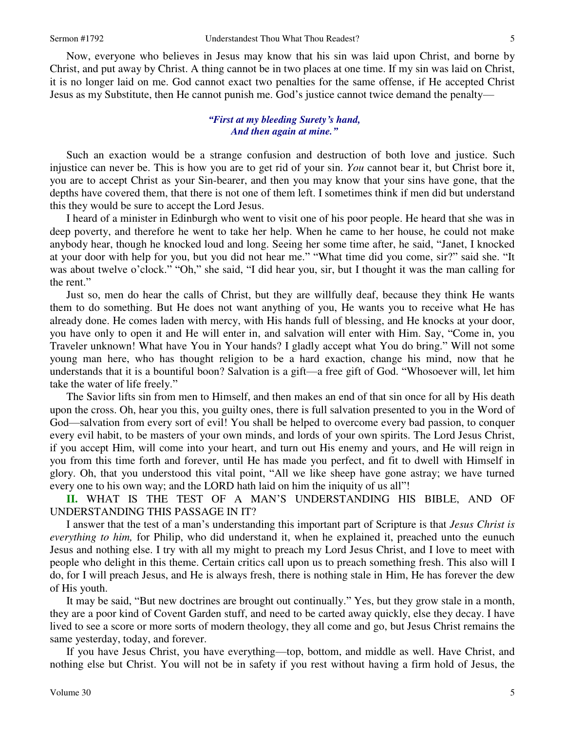Now, everyone who believes in Jesus may know that his sin was laid upon Christ, and borne by Christ, and put away by Christ. A thing cannot be in two places at one time. If my sin was laid on Christ, it is no longer laid on me. God cannot exact two penalties for the same offense, if He accepted Christ Jesus as my Substitute, then He cannot punish me. God's justice cannot twice demand the penalty—

> ***"First at my bleeding Surety's hand,***
> ***And then again at mine."***

Such an exaction would be a strange confusion and destruction of both love and justice. Such injustice can never be. This is how you are to get rid of your sin. *You* cannot bear it, but Christ bore it, you are to accept Christ as your Sin-bearer, and then you may know that your sins have gone, that the depths have covered them, that there is not one of them left. I sometimes think if men did but understand this they would be sure to accept the Lord Jesus.

I heard of a minister in Edinburgh who went to visit one of his poor people. He heard that she was in deep poverty, and therefore he went to take her help. When he came to her house, he could not make anybody hear, though he knocked loud and long. Seeing her some time after, he said, "Janet, I knocked at your door with help for you, but you did not hear me." "What time did you come, sir?" said she. "It was about twelve o'clock." "Oh," she said, "I did hear you, sir, but I thought it was the man calling for the rent."

Just so, men do hear the calls of Christ, but they are willfully deaf, because they think He wants them to do something. But He does not want anything of you, He wants you to receive what He has already done. He comes laden with mercy, with His hands full of blessing, and He knocks at your door, you have only to open it and He will enter in, and salvation will enter with Him. Say, "Come in, you Traveler unknown! What have You in Your hands? I gladly accept what You do bring." Will not some young man here, who has thought religion to be a hard exaction, change his mind, now that he understands that it is a bountiful boon? Salvation is a gift—a free gift of God. "Whosoever will, let him take the water of life freely."

The Savior lifts sin from men to Himself, and then makes an end of that sin once for all by His death upon the cross. Oh, hear you this, you guilty ones, there is full salvation presented to you in the Word of God—salvation from every sort of evil! You shall be helped to overcome every bad passion, to conquer every evil habit, to be masters of your own minds, and lords of your own spirits. The Lord Jesus Christ, if you accept Him, will come into your heart, and turn out His enemy and yours, and He will reign in you from this time forth and forever, until He has made you perfect, and fit to dwell with Himself in glory. Oh, that you understood this vital point, "All we like sheep have gone astray; we have turned every one to his own way; and the LORD hath laid on him the iniquity of us all"!

**II.** WHAT IS THE TEST OF A MAN'S UNDERSTANDING HIS BIBLE, AND OF UNDERSTANDING THIS PASSAGE IN IT?

I answer that the test of a man's understanding this important part of Scripture is that *Jesus Christ is everything to him,* for Philip, who did understand it, when he explained it, preached unto the eunuch Jesus and nothing else. I try with all my might to preach my Lord Jesus Christ, and I love to meet with people who delight in this theme. Certain critics call upon us to preach something fresh. This also will I do, for I will preach Jesus, and He is always fresh, there is nothing stale in Him, He has forever the dew of His youth.

It may be said, "But new doctrines are brought out continually." Yes, but they grow stale in a month, they are a poor kind of Covent Garden stuff, and need to be carted away quickly, else they decay. I have lived to see a score or more sorts of modern theology, they all come and go, but Jesus Christ remains the same yesterday, today, and forever.

If you have Jesus Christ, you have everything—top, bottom, and middle as well. Have Christ, and nothing else but Christ. You will not be in safety if you rest without having a firm hold of Jesus, the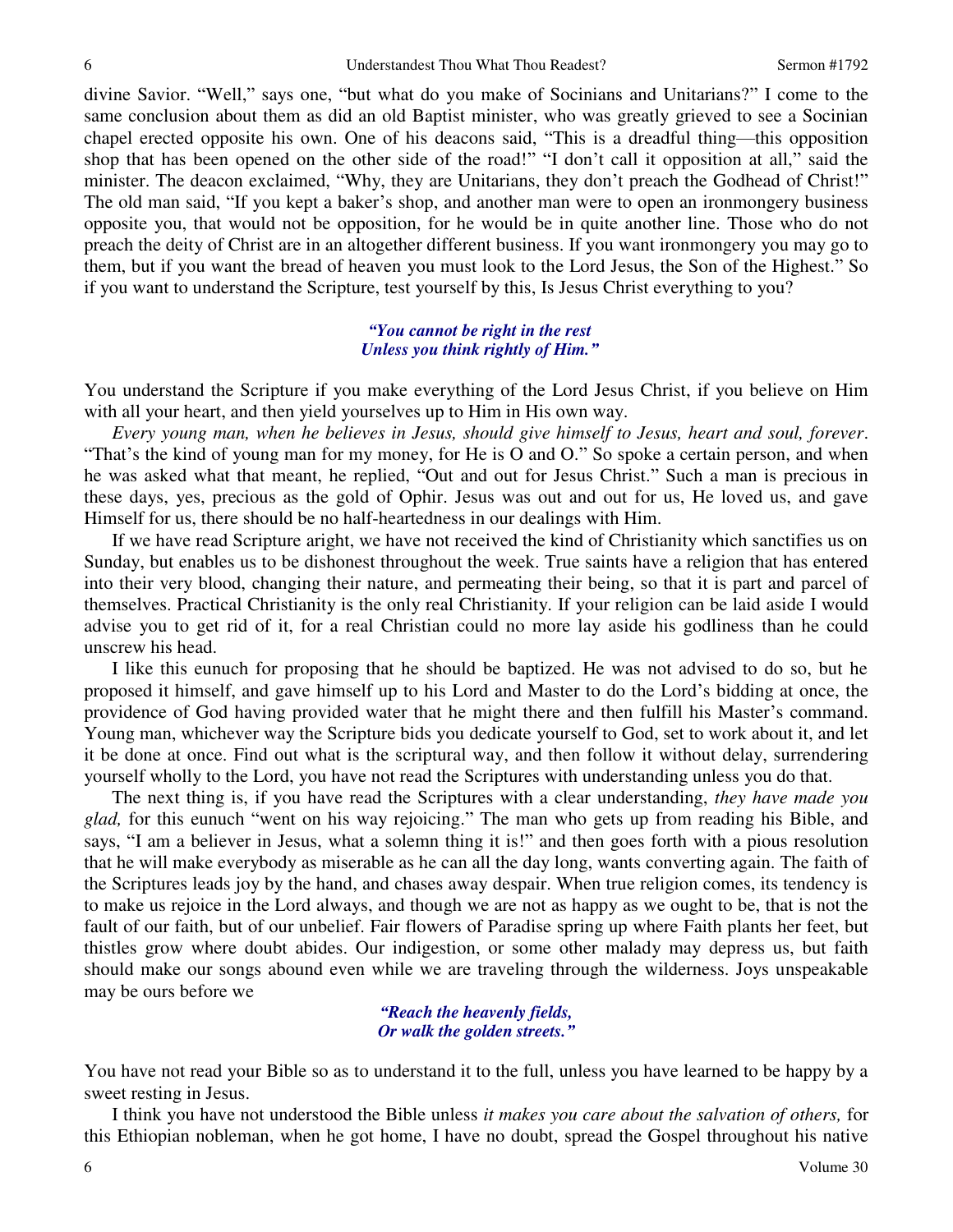divine Savior. "Well," says one, "but what do you make of Socinians and Unitarians?" I come to the same conclusion about them as did an old Baptist minister, who was greatly grieved to see a Socinian chapel erected opposite his own. One of his deacons said, "This is a dreadful thing—this opposition shop that has been opened on the other side of the road!" "I don't call it opposition at all," said the minister. The deacon exclaimed, "Why, they are Unitarians, they don't preach the Godhead of Christ!" The old man said, "If you kept a baker's shop, and another man were to open an ironmongery business opposite you, that would not be opposition, for he would be in quite another line. Those who do not preach the deity of Christ are in an altogether different business. If you want ironmongery you may go to them, but if you want the bread of heaven you must look to the Lord Jesus, the Son of the Highest." So if you want to understand the Scripture, test yourself by this, Is Jesus Christ everything to you?

***"You cannot be right in the rest***
***Unless you think rightly of Him."***

You understand the Scripture if you make everything of the Lord Jesus Christ, if you believe on Him with all your heart, and then yield yourselves up to Him in His own way.

*Every young man, when he believes in Jesus, should give himself to Jesus, heart and soul, forever*. "That's the kind of young man for my money, for He is O and O." So spoke a certain person, and when he was asked what that meant, he replied, "Out and out for Jesus Christ." Such a man is precious in these days, yes, precious as the gold of Ophir. Jesus was out and out for us, He loved us, and gave Himself for us, there should be no half-heartedness in our dealings with Him.

If we have read Scripture aright, we have not received the kind of Christianity which sanctifies us on Sunday, but enables us to be dishonest throughout the week. True saints have a religion that has entered into their very blood, changing their nature, and permeating their being, so that it is part and parcel of themselves. Practical Christianity is the only real Christianity. If your religion can be laid aside I would advise you to get rid of it, for a real Christian could no more lay aside his godliness than he could unscrew his head.

I like this eunuch for proposing that he should be baptized. He was not advised to do so, but he proposed it himself, and gave himself up to his Lord and Master to do the Lord's bidding at once, the providence of God having provided water that he might there and then fulfill his Master's command. Young man, whichever way the Scripture bids you dedicate yourself to God, set to work about it, and let it be done at once. Find out what is the scriptural way, and then follow it without delay, surrendering yourself wholly to the Lord, you have not read the Scriptures with understanding unless you do that.

The next thing is, if you have read the Scriptures with a clear understanding, *they have made you glad,* for this eunuch "went on his way rejoicing." The man who gets up from reading his Bible, and says, "I am a believer in Jesus, what a solemn thing it is!" and then goes forth with a pious resolution that he will make everybody as miserable as he can all the day long, wants converting again. The faith of the Scriptures leads joy by the hand, and chases away despair. When true religion comes, its tendency is to make us rejoice in the Lord always, and though we are not as happy as we ought to be, that is not the fault of our faith, but of our unbelief. Fair flowers of Paradise spring up where Faith plants her feet, but thistles grow where doubt abides. Our indigestion, or some other malady may depress us, but faith should make our songs abound even while we are traveling through the wilderness. Joys unspeakable may be ours before we

***"Reach the heavenly fields,***
***Or walk the golden streets."***

You have not read your Bible so as to understand it to the full, unless you have learned to be happy by a sweet resting in Jesus.

I think you have not understood the Bible unless *it makes you care about the salvation of others,* for this Ethiopian nobleman, when he got home, I have no doubt, spread the Gospel throughout his native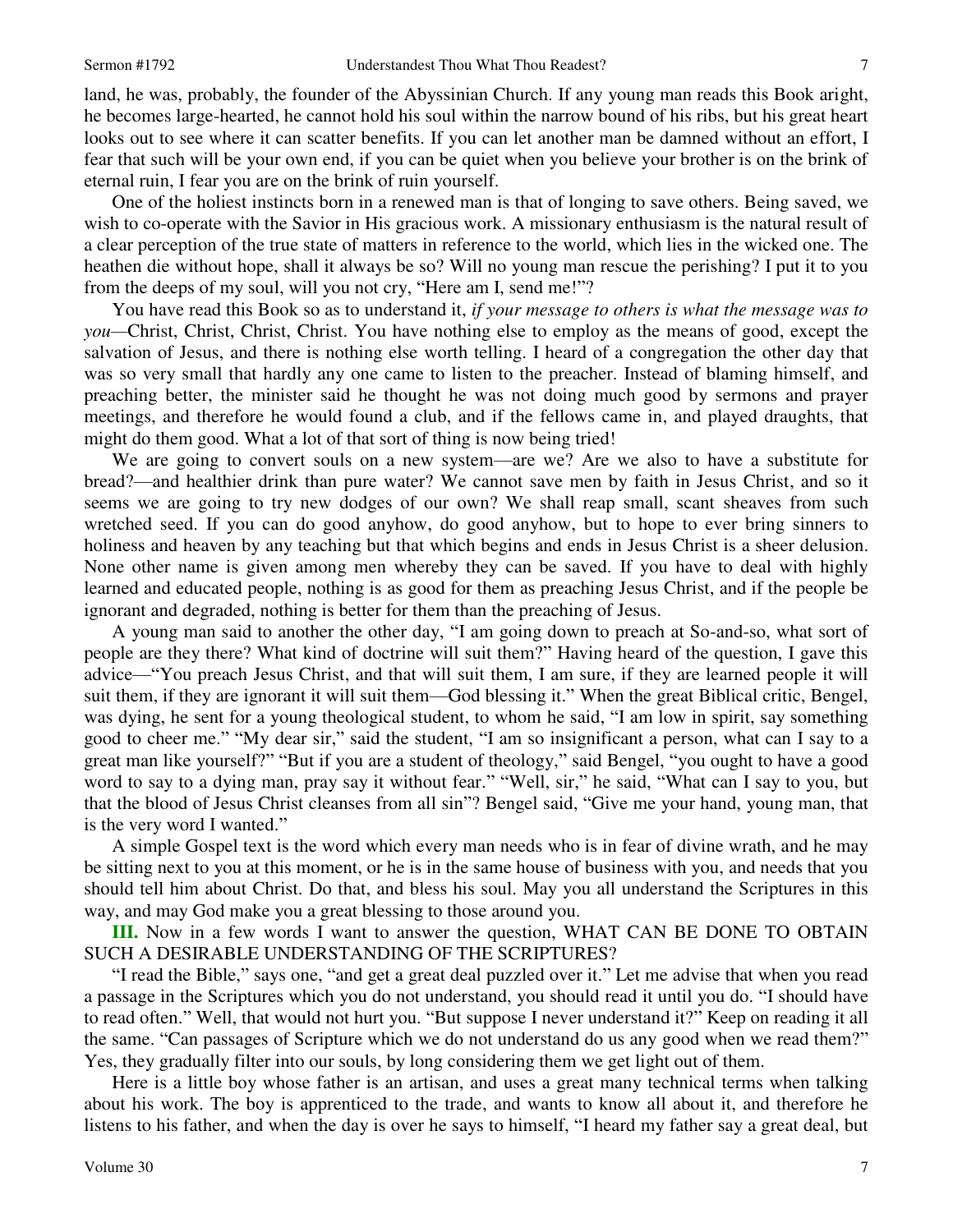land, he was, probably, the founder of the Abyssinian Church. If any young man reads this Book aright, he becomes large-hearted, he cannot hold his soul within the narrow bound of his ribs, but his great heart looks out to see where it can scatter benefits. If you can let another man be damned without an effort, I fear that such will be your own end, if you can be quiet when you believe your brother is on the brink of eternal ruin, I fear you are on the brink of ruin yourself.

One of the holiest instincts born in a renewed man is that of longing to save others. Being saved, we wish to co-operate with the Savior in His gracious work. A missionary enthusiasm is the natural result of a clear perception of the true state of matters in reference to the world, which lies in the wicked one. The heathen die without hope, shall it always be so? Will no young man rescue the perishing? I put it to you from the deeps of my soul, will you not cry, "Here am I, send me!"?

You have read this Book so as to understand it, *if your message to others is what the message was to you*—Christ, Christ, Christ, Christ. You have nothing else to employ as the means of good, except the salvation of Jesus, and there is nothing else worth telling. I heard of a congregation the other day that was so very small that hardly any one came to listen to the preacher. Instead of blaming himself, and preaching better, the minister said he thought he was not doing much good by sermons and prayer meetings, and therefore he would found a club, and if the fellows came in, and played draughts, that might do them good. What a lot of that sort of thing is now being tried!

We are going to convert souls on a new system—are we? Are we also to have a substitute for bread?—and healthier drink than pure water? We cannot save men by faith in Jesus Christ, and so it seems we are going to try new dodges of our own? We shall reap small, scant sheaves from such wretched seed. If you can do good anyhow, do good anyhow, but to hope to ever bring sinners to holiness and heaven by any teaching but that which begins and ends in Jesus Christ is a sheer delusion. None other name is given among men whereby they can be saved. If you have to deal with highly learned and educated people, nothing is as good for them as preaching Jesus Christ, and if the people be ignorant and degraded, nothing is better for them than the preaching of Jesus.

A young man said to another the other day, "I am going down to preach at So-and-so, what sort of people are they there? What kind of doctrine will suit them?" Having heard of the question, I gave this advice—"You preach Jesus Christ, and that will suit them, I am sure, if they are learned people it will suit them, if they are ignorant it will suit them—God blessing it." When the great Biblical critic, Bengel, was dying, he sent for a young theological student, to whom he said, "I am low in spirit, say something good to cheer me." "My dear sir," said the student, "I am so insignificant a person, what can I say to a great man like yourself?" "But if you are a student of theology," said Bengel, "you ought to have a good word to say to a dying man, pray say it without fear." "Well, sir," he said, "What can I say to you, but that the blood of Jesus Christ cleanses from all sin"? Bengel said, "Give me your hand, young man, that is the very word I wanted."

A simple Gospel text is the word which every man needs who is in fear of divine wrath, and he may be sitting next to you at this moment, or he is in the same house of business with you, and needs that you should tell him about Christ. Do that, and bless his soul. May you all understand the Scriptures in this way, and may God make you a great blessing to those around you.

**III.** Now in a few words I want to answer the question, WHAT CAN BE DONE TO OBTAIN SUCH A DESIRABLE UNDERSTANDING OF THE SCRIPTURES?

"I read the Bible," says one, "and get a great deal puzzled over it." Let me advise that when you read a passage in the Scriptures which you do not understand, you should read it until you do. "I should have to read often." Well, that would not hurt you. "But suppose I never understand it?" Keep on reading it all the same. "Can passages of Scripture which we do not understand do us any good when we read them?" Yes, they gradually filter into our souls, by long considering them we get light out of them.

Here is a little boy whose father is an artisan, and uses a great many technical terms when talking about his work. The boy is apprenticed to the trade, and wants to know all about it, and therefore he listens to his father, and when the day is over he says to himself, "I heard my father say a great deal, but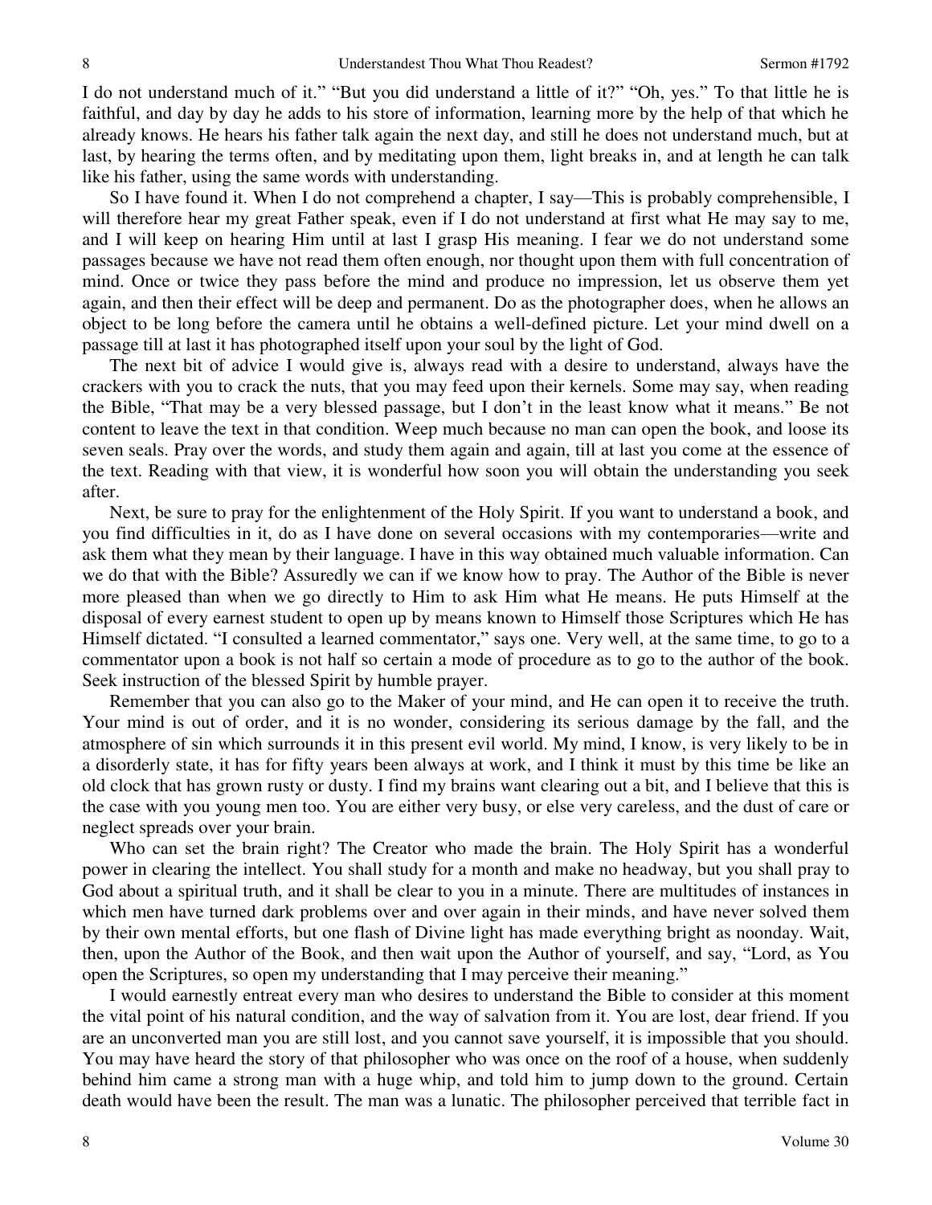I do not understand much of it." "But you did understand a little of it?" "Oh, yes." To that little he is faithful, and day by day he adds to his store of information, learning more by the help of that which he already knows. He hears his father talk again the next day, and still he does not understand much, but at last, by hearing the terms often, and by meditating upon them, light breaks in, and at length he can talk like his father, using the same words with understanding.

So I have found it. When I do not comprehend a chapter, I say—This is probably comprehensible, I will therefore hear my great Father speak, even if I do not understand at first what He may say to me, and I will keep on hearing Him until at last I grasp His meaning. I fear we do not understand some passages because we have not read them often enough, nor thought upon them with full concentration of mind. Once or twice they pass before the mind and produce no impression, let us observe them yet again, and then their effect will be deep and permanent. Do as the photographer does, when he allows an object to be long before the camera until he obtains a well-defined picture. Let your mind dwell on a passage till at last it has photographed itself upon your soul by the light of God.

The next bit of advice I would give is, always read with a desire to understand, always have the crackers with you to crack the nuts, that you may feed upon their kernels. Some may say, when reading the Bible, "That may be a very blessed passage, but I don't in the least know what it means." Be not content to leave the text in that condition. Weep much because no man can open the book, and loose its seven seals. Pray over the words, and study them again and again, till at last you come at the essence of the text. Reading with that view, it is wonderful how soon you will obtain the understanding you seek after.

Next, be sure to pray for the enlightenment of the Holy Spirit. If you want to understand a book, and you find difficulties in it, do as I have done on several occasions with my contemporaries—write and ask them what they mean by their language. I have in this way obtained much valuable information. Can we do that with the Bible? Assuredly we can if we know how to pray. The Author of the Bible is never more pleased than when we go directly to Him to ask Him what He means. He puts Himself at the disposal of every earnest student to open up by means known to Himself those Scriptures which He has Himself dictated. "I consulted a learned commentator," says one. Very well, at the same time, to go to a commentator upon a book is not half so certain a mode of procedure as to go to the author of the book. Seek instruction of the blessed Spirit by humble prayer.

Remember that you can also go to the Maker of your mind, and He can open it to receive the truth. Your mind is out of order, and it is no wonder, considering its serious damage by the fall, and the atmosphere of sin which surrounds it in this present evil world. My mind, I know, is very likely to be in a disorderly state, it has for fifty years been always at work, and I think it must by this time be like an old clock that has grown rusty or dusty. I find my brains want clearing out a bit, and I believe that this is the case with you young men too. You are either very busy, or else very careless, and the dust of care or neglect spreads over your brain.

Who can set the brain right? The Creator who made the brain. The Holy Spirit has a wonderful power in clearing the intellect. You shall study for a month and make no headway, but you shall pray to God about a spiritual truth, and it shall be clear to you in a minute. There are multitudes of instances in which men have turned dark problems over and over again in their minds, and have never solved them by their own mental efforts, but one flash of Divine light has made everything bright as noonday. Wait, then, upon the Author of the Book, and then wait upon the Author of yourself, and say, "Lord, as You open the Scriptures, so open my understanding that I may perceive their meaning."

I would earnestly entreat every man who desires to understand the Bible to consider at this moment the vital point of his natural condition, and the way of salvation from it. You are lost, dear friend. If you are an unconverted man you are still lost, and you cannot save yourself, it is impossible that you should. You may have heard the story of that philosopher who was once on the roof of a house, when suddenly behind him came a strong man with a huge whip, and told him to jump down to the ground. Certain death would have been the result. The man was a lunatic. The philosopher perceived that terrible fact in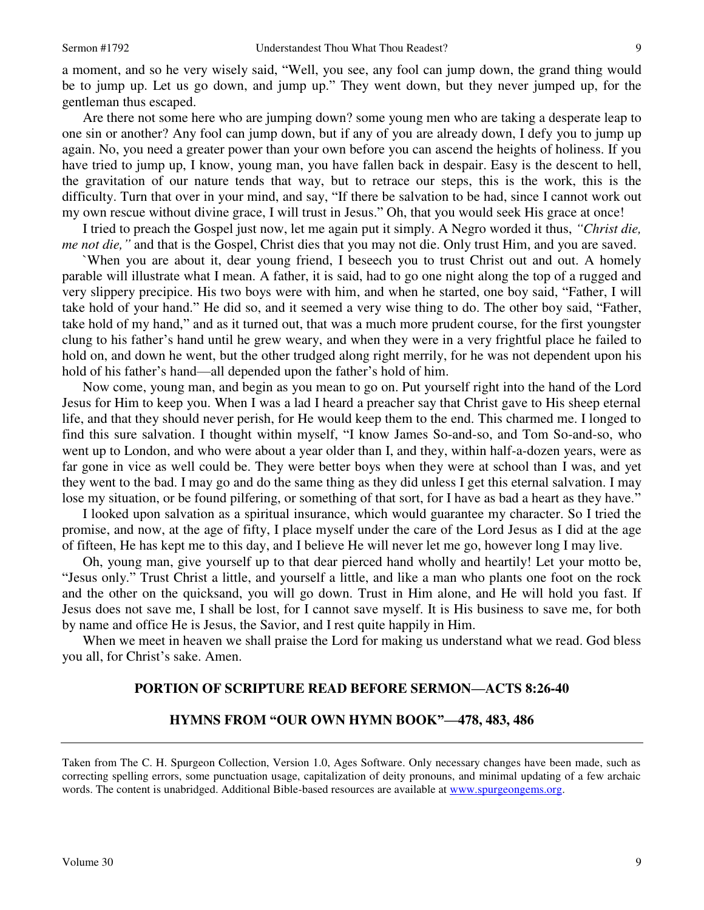a moment, and so he very wisely said, "Well, you see, any fool can jump down, the grand thing would be to jump up. Let us go down, and jump up." They went down, but they never jumped up, for the gentleman thus escaped.

Are there not some here who are jumping down? some young men who are taking a desperate leap to one sin or another? Any fool can jump down, but if any of you are already down, I defy you to jump up again. No, you need a greater power than your own before you can ascend the heights of holiness. If you have tried to jump up, I know, young man, you have fallen back in despair. Easy is the descent to hell, the gravitation of our nature tends that way, but to retrace our steps, this is the work, this is the difficulty. Turn that over in your mind, and say, "If there be salvation to be had, since I cannot work out my own rescue without divine grace, I will trust in Jesus." Oh, that you would seek His grace at once!

I tried to preach the Gospel just now, let me again put it simply. A Negro worded it thus, *"Christ die, me not die,"* and that is the Gospel, Christ dies that you may not die. Only trust Him, and you are saved.

`When you are about it, dear young friend, I beseech you to trust Christ out and out. A homely parable will illustrate what I mean. A father, it is said, had to go one night along the top of a rugged and very slippery precipice. His two boys were with him, and when he started, one boy said, "Father, I will take hold of your hand." He did so, and it seemed a very wise thing to do. The other boy said, "Father, take hold of my hand," and as it turned out, that was a much more prudent course, for the first youngster clung to his father's hand until he grew weary, and when they were in a very frightful place he failed to hold on, and down he went, but the other trudged along right merrily, for he was not dependent upon his hold of his father's hand—all depended upon the father's hold of him.

Now come, young man, and begin as you mean to go on. Put yourself right into the hand of the Lord Jesus for Him to keep you. When I was a lad I heard a preacher say that Christ gave to His sheep eternal life, and that they should never perish, for He would keep them to the end. This charmed me. I longed to find this sure salvation. I thought within myself, "I know James So-and-so, and Tom So-and-so, who went up to London, and who were about a year older than I, and they, within half-a-dozen years, were as far gone in vice as well could be. They were better boys when they were at school than I was, and yet they went to the bad. I may go and do the same thing as they did unless I get this eternal salvation. I may lose my situation, or be found pilfering, or something of that sort, for I have as bad a heart as they have."

I looked upon salvation as a spiritual insurance, which would guarantee my character. So I tried the promise, and now, at the age of fifty, I place myself under the care of the Lord Jesus as I did at the age of fifteen, He has kept me to this day, and I believe He will never let me go, however long I may live.

Oh, young man, give yourself up to that dear pierced hand wholly and heartily! Let your motto be, "Jesus only." Trust Christ a little, and yourself a little, and like a man who plants one foot on the rock and the other on the quicksand, you will go down. Trust in Him alone, and He will hold you fast. If Jesus does not save me, I shall be lost, for I cannot save myself. It is His business to save me, for both by name and office He is Jesus, the Savior, and I rest quite happily in Him.

When we meet in heaven we shall praise the Lord for making us understand what we read. God bless you all, for Christ's sake. Amen.

## PORTION OF SCRIPTURE READ BEFORE SERMON—ACTS 8:26-40

## HYMNS FROM "OUR OWN HYMN BOOK"—478, 483, 486

---

Taken from The C. H. Spurgeon Collection, Version 1.0, Ages Software. Only necessary changes have been made, such as correcting spelling errors, some punctuation usage, capitalization of deity pronouns, and minimal updating of a few archaic words. The content is unabridged. Additional Bible-based resources are available at www.spurgeongems.org.